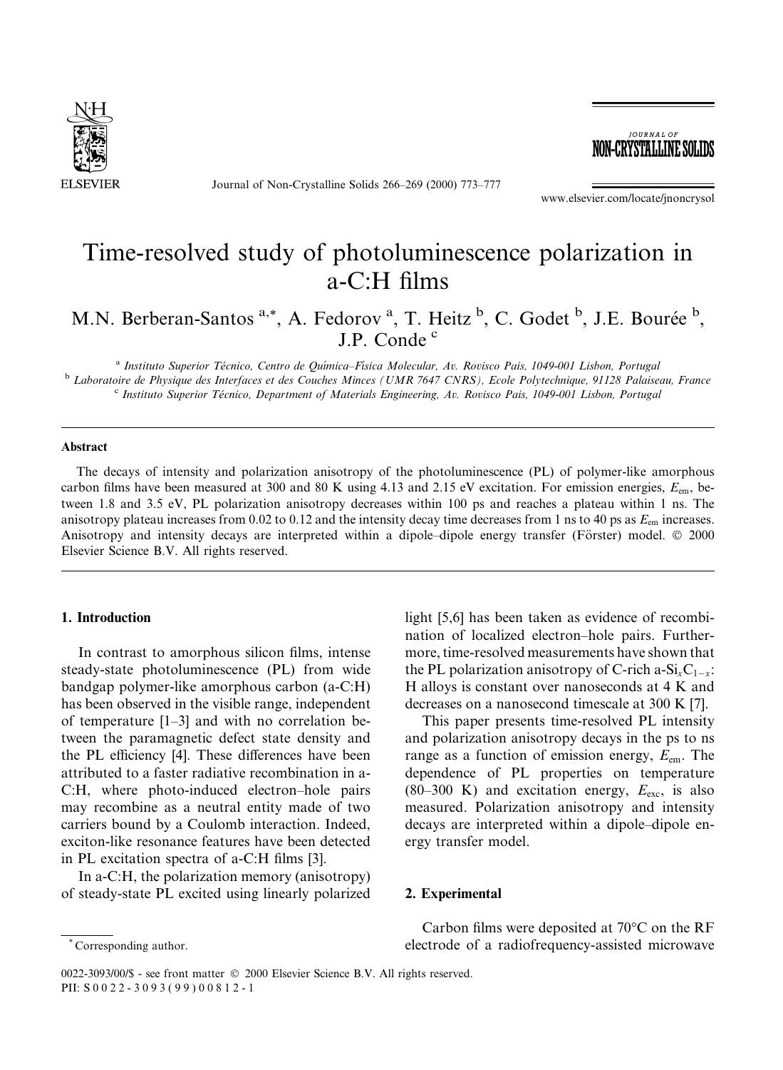# Time-resolved study of photoluminescence polarization in a-C:H films

M.N. Berberan-Santos [a,*], A. Fedorov [a], T. Heitz [b], C. Godet [b], J.E. Bourée [b], J.P. Conde [c]

[a] Instituto Superior Técnico, Centro de Química–Física Molecular, Av. Rovisco Pais, 1049-001 Lisbon, Portugal
[b] Laboratoire de Physique des Interfaces et des Couches Minces (UMR 7647 CNRS), Ecole Polytechnique, 91128 Palaiseau, France
[c] Instituto Superior Técnico, Department of Materials Engineering, Av. Rovisco Pais, 1049-001 Lisbon, Portugal

## Abstract

The decays of intensity and polarization anisotropy of the photoluminescence (PL) of polymer-like amorphous carbon films have been measured at 300 and 80 K using 4.13 and 2.15 eV excitation. For emission energies, $E_{em}$, between 1.8 and 3.5 eV, PL polarization anisotropy decreases within 100 ps and reaches a plateau within 1 ns. The anisotropy plateau increases from 0.02 to 0.12 and the intensity decay time decreases from 1 ns to 40 ps as $E_{em}$ increases. Anisotropy and intensity decays are interpreted within a dipole–dipole energy transfer (Förster) model. © 2000 Elsevier Science B.V. All rights reserved.

## 1. Introduction

In contrast to amorphous silicon films, intense steady-state photoluminescence (PL) from wide bandgap polymer-like amorphous carbon (a-C:H) has been observed in the visible range, independent of temperature [1–3] and with no correlation between the paramagnetic defect state density and the PL efficiency [4]. These differences have been attributed to a faster radiative recombination in a-C:H, where photo-induced electron–hole pairs may recombine as a neutral entity made of two carriers bound by a Coulomb interaction. Indeed, exciton-like resonance features have been detected in PL excitation spectra of a-C:H films [3].

In a-C:H, the polarization memory (anisotropy) of steady-state PL excited using linearly polarized light [5,6] has been taken as evidence of recombination of localized electron–hole pairs. Furthermore, time-resolved measurements have shown that the PL polarization anisotropy of C-rich a-$Si_xC_{1-x}$:H alloys is constant over nanoseconds at 4 K and decreases on a nanosecond timescale at 300 K [7].

This paper presents time-resolved PL intensity and polarization anisotropy decays in the ps to ns range as a function of emission energy, $E_{em}$. The dependence of PL properties on temperature (80–300 K) and excitation energy, $E_{exc}$, is also measured. Polarization anisotropy and intensity decays are interpreted within a dipole–dipole energy transfer model.

## 2. Experimental

Carbon films were deposited at 70°C on the RF electrode of a radiofrequency-assisted microwave

\* Corresponding author.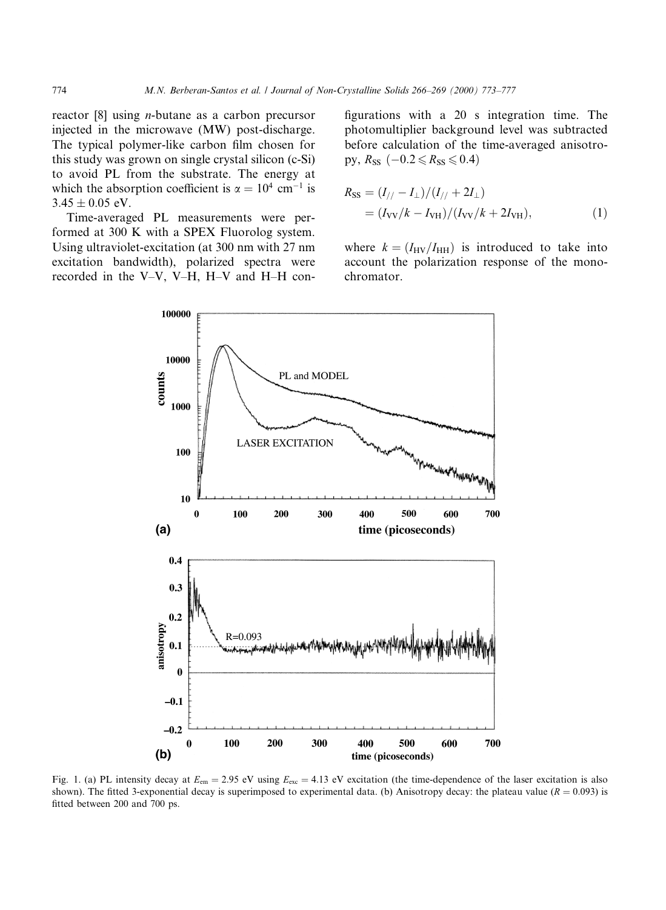reactor [8] using *n*-butane as a carbon precursor injected in the microwave (MW) post-discharge. The typical polymer-like carbon film chosen for this study was grown on single crystal silicon (c-Si) to avoid PL from the substrate. The energy at which the absorption coefficient is $\alpha = 10^4$ cm$^{-1}$ is $3.45 \pm 0.05$ eV.

Time-averaged PL measurements were performed at 300 K with a SPEX Fluorolog system. Using ultraviolet-excitation (at 300 nm with 27 nm excitation bandwidth), polarized spectra were recorded in the V–V, V–H, H–V and H–H configurations with a 20 s integration time. The photomultiplier background level was subtracted before calculation of the time-averaged anisotropy, $R_{SS}$ $(-0.2 \leqslant R_{SS} \leqslant 0.4)$

$$R_{SS} = (I_{//} - I_{\perp})/(I_{//} + 2I_{\perp}) = (I_{VV}/k - I_{VH})/(I_{VV}/k + 2I_{VH}), \quad (1)$$

where $k = (I_{HV}/I_{HH})$ is introduced to take into account the polarization response of the monochromator.

Fig. 1. (a) PL intensity decay at $E_{em} = 2.95$ eV using $E_{exc} = 4.13$ eV excitation (the time-dependence of the laser excitation is also shown). The fitted 3-exponential decay is superimposed to experimental data. (b) Anisotropy decay: the plateau value ($R = 0.093$) is fitted between 200 and 700 ps.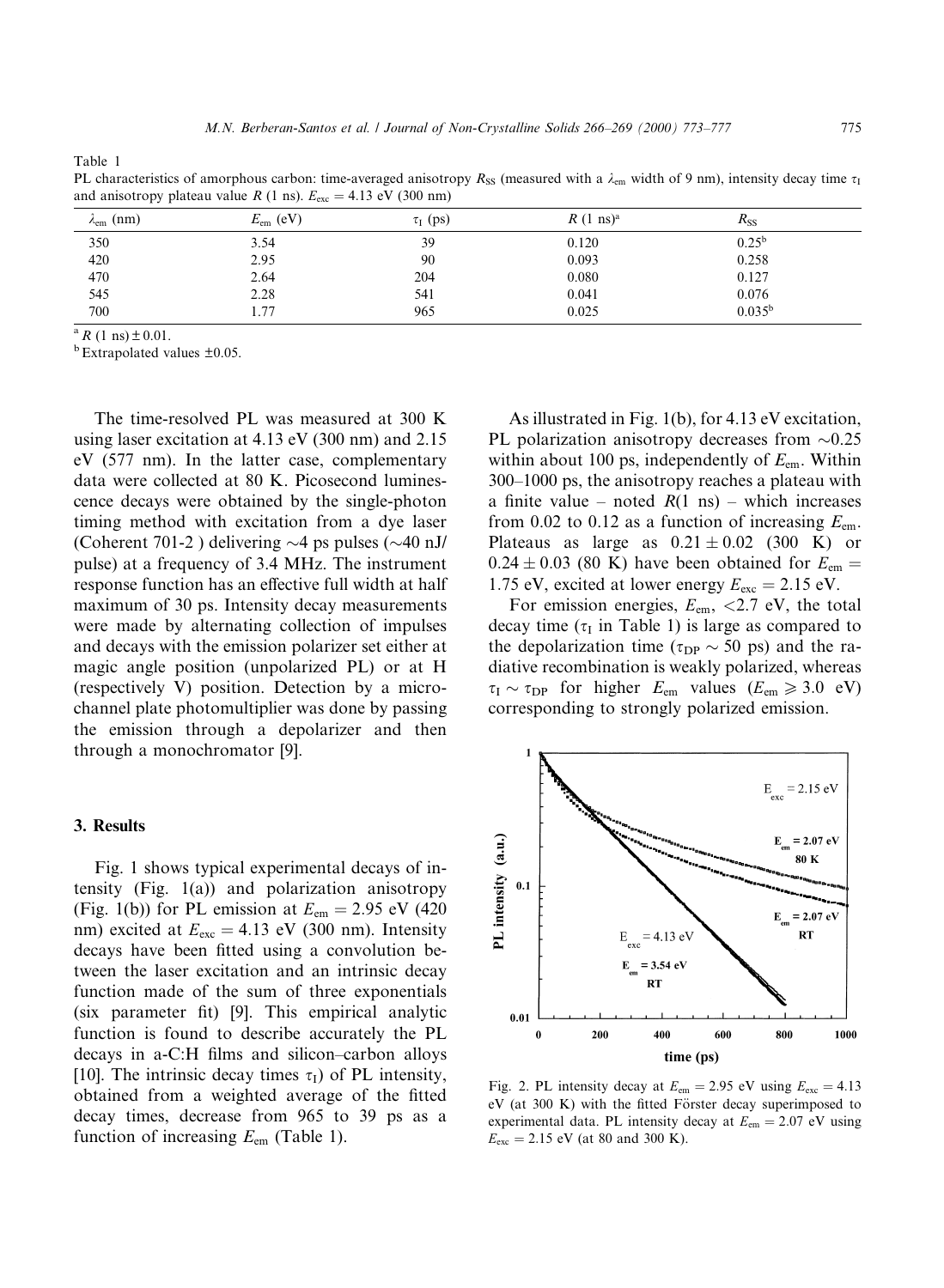Table 1
PL characteristics of amorphous carbon: time-averaged anisotropy $R_{SS}$ (measured with a $\lambda_{em}$ width of 9 nm), intensity decay time $\tau_I$ and anisotropy plateau value $R$ (1 ns). $E_{exc} = 4.13$ eV (300 nm)

| $\lambda_{em}$ (nm) | $E_{em}$ (eV) | $\tau_I$ (ps) | $R$ (1 ns)[a] | $R_{SS}$ |
|---|---|---|---|---|
| 350 | 3.54 | 39 | 0.120 | 0.25[b] |
| 420 | 2.95 | 90 | 0.093 | 0.258 |
| 470 | 2.64 | 204 | 0.080 | 0.127 |
| 545 | 2.28 | 541 | 0.041 | 0.076 |
| 700 | 1.77 | 965 | 0.025 | 0.035[b] |

[a] $R$ (1 ns) $\pm$ 0.01.
[b] Extrapolated values $\pm$0.05.

The time-resolved PL was measured at 300 K using laser excitation at 4.13 eV (300 nm) and 2.15 eV (577 nm). In the latter case, complementary data were collected at 80 K. Picosecond luminescence decays were obtained by the single-photon timing method with excitation from a dye laser (Coherent 701-2 ) delivering ~4 ps pulses (~40 nJ/pulse) at a frequency of 3.4 MHz. The instrument response function has an effective full width at half maximum of 30 ps. Intensity decay measurements were made by alternating collection of impulses and decays with the emission polarizer set either at magic angle position (unpolarized PL) or at H (respectively V) position. Detection by a microchannel plate photomultiplier was done by passing the emission through a depolarizer and then through a monochromator [9].

## 3. Results

Fig. 1 shows typical experimental decays of intensity (Fig. 1(a)) and polarization anisotropy (Fig. 1(b)) for PL emission at $E_{em} = 2.95$ eV (420 nm) excited at $E_{exc} = 4.13$ eV (300 nm). Intensity decays have been fitted using a convolution between the laser excitation and an intrinsic decay function made of the sum of three exponentials (six parameter fit) [9]. This empirical analytic function is found to describe accurately the PL decays in a-C:H films and silicon–carbon alloys [10]. The intrinsic decay times $\tau_I$) of PL intensity, obtained from a weighted average of the fitted decay times, decrease from 965 to 39 ps as a function of increasing $E_{em}$ (Table 1).

As illustrated in Fig. 1(b), for 4.13 eV excitation, PL polarization anisotropy decreases from ~0.25 within about 100 ps, independently of $E_{em}$. Within 300–1000 ps, the anisotropy reaches a plateau with a finite value – noted $R$(1 ns) – which increases from 0.02 to 0.12 as a function of increasing $E_{em}$. Plateaus as large as $0.21 \pm 0.02$ (300 K) or $0.24 \pm 0.03$ (80 K) have been obtained for $E_{em} = 1.75$ eV, excited at lower energy $E_{exc} = 2.15$ eV.

For emission energies, $E_{em}$, <2.7 eV, the total decay time ($\tau_I$ in Table 1) is large as compared to the depolarization time ($\tau_{DP} \sim 50$ ps) and the radiative recombination is weakly polarized, whereas $\tau_I \sim \tau_{DP}$ for higher $E_{em}$ values ($E_{em} \geqslant 3.0$ eV) corresponding to strongly polarized emission.

Fig. 2. PL intensity decay at $E_{em} = 2.95$ eV using $E_{exc} = 4.13$ eV (at 300 K) with the fitted Förster decay superimposed to experimental data. PL intensity decay at $E_{em} = 2.07$ eV using $E_{exc} = 2.15$ eV (at 80 and 300 K).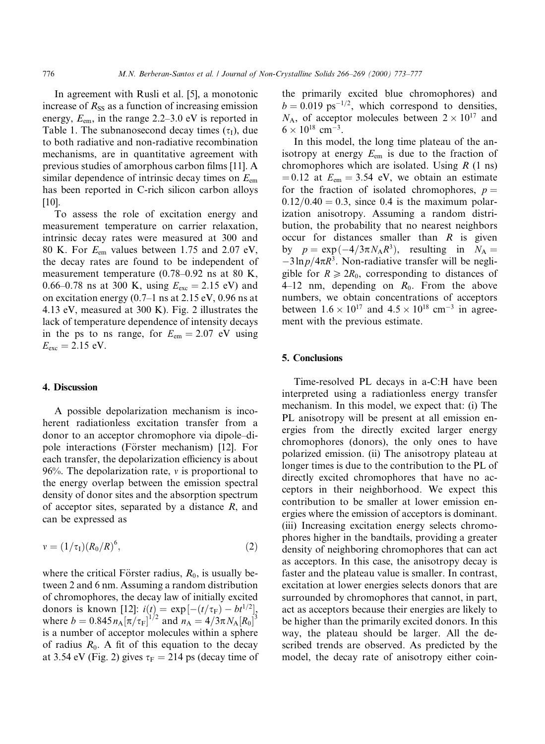In agreement with Rusli et al. [5], a monotonic increase of $R_{SS}$ as a function of increasing emission energy, $E_{em}$, in the range 2.2–3.0 eV is reported in Table 1. The subnanosecond decay times ($\tau_I$), due to both radiative and non-radiative recombination mechanisms, are in quantitative agreement with previous studies of amorphous carbon films [11]. A similar dependence of intrinsic decay times on $E_{em}$ has been reported in C-rich silicon carbon alloys [10].

To assess the role of excitation energy and measurement temperature on carrier relaxation, intrinsic decay rates were measured at 300 and 80 K. For $E_{em}$ values between 1.75 and 2.07 eV, the decay rates are found to be independent of measurement temperature (0.78–0.92 ns at 80 K, 0.66–0.78 ns at 300 K, using $E_{exc} = 2.15$ eV) and on excitation energy (0.7–1 ns at 2.15 eV, 0.96 ns at 4.13 eV, measured at 300 K). Fig. 2 illustrates the lack of temperature dependence of intensity decays in the ps to ns range, for $E_{em} = 2.07$ eV using $E_{exc} = 2.15$ eV.

## 4. Discussion

A possible depolarization mechanism is incoherent radiationless excitation transfer from a donor to an acceptor chromophore via dipole–dipole interactions (Förster mechanism) [12]. For each transfer, the depolarization efficiency is about 96%. The depolarization rate, $v$ is proportional to the energy overlap between the emission spectral density of donor sites and the absorption spectrum of acceptor sites, separated by a distance $R$, and can be expressed as

$$v = (1/\tau_I)(R_0/R)^6, \tag{2}$$

where the critical Förster radius, $R_0$, is usually between 2 and 6 nm. Assuming a random distribution of chromophores, the decay law of initially excited donors is known [12]: $i(t) = \exp[-(t/\tau_F) - bt^{1/2}]$, where $b = 0.845 n_A [\pi/\tau_F]^{1/2}$ and $n_A = 4/3\pi N_A [R_0]^3$ is a number of acceptor molecules within a sphere of radius $R_0$. A fit of this equation to the decay at 3.54 eV (Fig. 2) gives $\tau_F = 214$ ps (decay time of the primarily excited blue chromophores) and $b = 0.019$ ps$^{-1/2}$, which correspond to densities, $N_A$, of acceptor molecules between $2 \times 10^{17}$ and $6 \times 10^{18}$ cm$^{-3}$.

In this model, the long time plateau of the anisotropy at energy $E_{em}$ is due to the fraction of chromophores which are isolated. Using $R$ (1 ns) $= 0.12$ at $E_{em} = 3.54$ eV, we obtain an estimate for the fraction of isolated chromophores, $p = 0.12/0.40 = 0.3$, since 0.4 is the maximum polarization anisotropy. Assuming a random distribution, the probability that no nearest neighbors occur for distances smaller than $R$ is given by $p = \exp(-4/3\pi N_A R^3)$, resulting in $N_A = -3\ln p/4\pi R^3$. Non-radiative transfer will be negligible for $R \geqslant 2R_0$, corresponding to distances of 4–12 nm, depending on $R_0$. From the above numbers, we obtain concentrations of acceptors between $1.6 \times 10^{17}$ and $4.5 \times 10^{18}$ cm$^{-3}$ in agreement with the previous estimate.

## 5. Conclusions

Time-resolved PL decays in a-C:H have been interpreted using a radiationless energy transfer mechanism. In this model, we expect that: (i) The PL anisotropy will be present at all emission energies from the directly excited larger energy chromophores (donors), the only ones to have polarized emission. (ii) The anisotropy plateau at longer times is due to the contribution to the PL of directly excited chromophores that have no acceptors in their neighborhood. We expect this contribution to be smaller at lower emission energies where the emission of acceptors is dominant. (iii) Increasing excitation energy selects chromophores higher in the bandtails, providing a greater density of neighboring chromophores that can act as acceptors. In this case, the anisotropy decay is faster and the plateau value is smaller. In contrast, excitation at lower energies selects donors that are surrounded by chromophores that cannot, in part, act as acceptors because their energies are likely to be higher than the primarily excited donors. In this way, the plateau should be larger. All the described trends are observed. As predicted by the model, the decay rate of anisotropy either coin-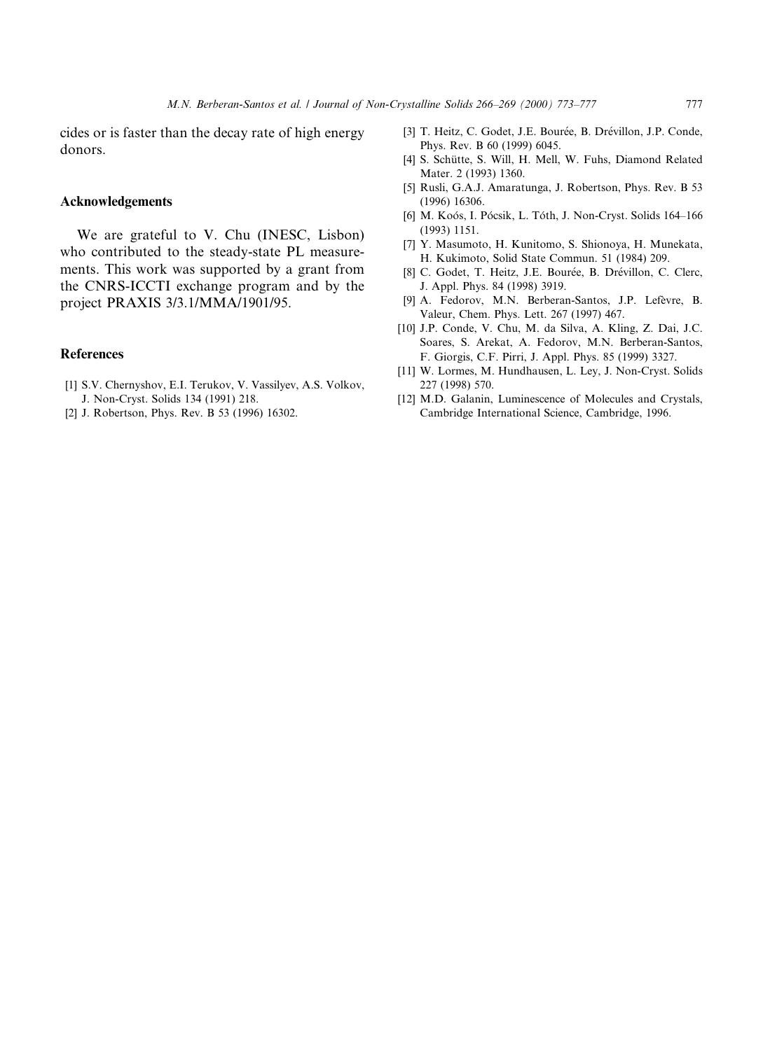cides or is faster than the decay rate of high energy donors.

## Acknowledgements

We are grateful to V. Chu (INESC, Lisbon) who contributed to the steady-state PL measurements. This work was supported by a grant from the CNRS-ICCTI exchange program and by the project PRAXIS 3/3.1/MMA/1901/95.

## References

[1] S.V. Chernyshov, E.I. Terukov, V. Vassilyev, A.S. Volkov, J. Non-Cryst. Solids 134 (1991) 218.

[2] J. Robertson, Phys. Rev. B 53 (1996) 16302.

[3] T. Heitz, C. Godet, J.E. Bourée, B. Drévillon, J.P. Conde, Phys. Rev. B 60 (1999) 6045.

[4] S. Schütte, S. Will, H. Mell, W. Fuhs, Diamond Related Mater. 2 (1993) 1360.

[5] Rusli, G.A.J. Amaratunga, J. Robertson, Phys. Rev. B 53 (1996) 16306.

[6] M. Koós, I. Pócsik, L. Tóth, J. Non-Cryst. Solids 164–166 (1993) 1151.

[7] Y. Masumoto, H. Kunitomo, S. Shionoya, H. Munekata, H. Kukimoto, Solid State Commun. 51 (1984) 209.

[8] C. Godet, T. Heitz, J.E. Bourée, B. Drévillon, C. Clerc, J. Appl. Phys. 84 (1998) 3919.

[9] A. Fedorov, M.N. Berberan-Santos, J.P. Lefèvre, B. Valeur, Chem. Phys. Lett. 267 (1997) 467.

[10] J.P. Conde, V. Chu, M. da Silva, A. Kling, Z. Dai, J.C. Soares, S. Arekat, A. Fedorov, M.N. Berberan-Santos, F. Giorgis, C.F. Pirri, J. Appl. Phys. 85 (1999) 3327.

[11] W. Lormes, M. Hundhausen, L. Ley, J. Non-Cryst. Solids 227 (1998) 570.

[12] M.D. Galanin, Luminescence of Molecules and Crystals, Cambridge International Science, Cambridge, 1996.